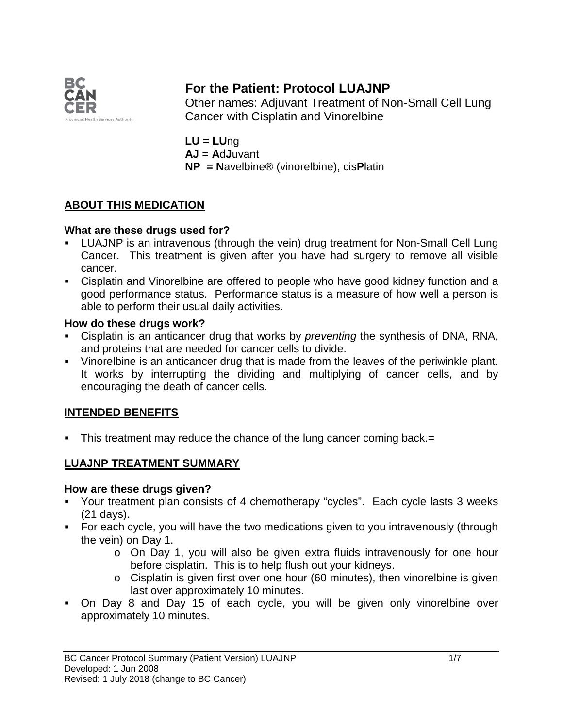# For the Patient: Protocol LUAJNP

Other names: Adjuvant Treatment of Non-Small Cell Lung Cancer with Cisplatin and Vinorelbine

**LU = LU**ng
**AJ = A**d**J**uvant
**NP = N**avelbine® (vinorelbine), cis**P**latin

## ABOUT THIS MEDICATION

### What are these drugs used for?

- LUAJNP is an intravenous (through the vein) drug treatment for Non-Small Cell Lung Cancer. This treatment is given after you have had surgery to remove all visible cancer.
- Cisplatin and Vinorelbine are offered to people who have good kidney function and a good performance status. Performance status is a measure of how well a person is able to perform their usual daily activities.

### How do these drugs work?

- Cisplatin is an anticancer drug that works by *preventing* the synthesis of DNA, RNA, and proteins that are needed for cancer cells to divide.
- Vinorelbine is an anticancer drug that is made from the leaves of the periwinkle plant. It works by interrupting the dividing and multiplying of cancer cells, and by encouraging the death of cancer cells.

## INTENDED BENEFITS

- This treatment may reduce the chance of the lung cancer coming back.=

## LUAJNP TREATMENT SUMMARY

### How are these drugs given?

- Your treatment plan consists of 4 chemotherapy "cycles". Each cycle lasts 3 weeks (21 days).
- For each cycle, you will have the two medications given to you intravenously (through the vein) on Day 1.
  - On Day 1, you will also be given extra fluids intravenously for one hour before cisplatin. This is to help flush out your kidneys.
  - Cisplatin is given first over one hour (60 minutes), then vinorelbine is given last over approximately 10 minutes.
- On Day 8 and Day 15 of each cycle, you will be given only vinorelbine over approximately 10 minutes.

BC Cancer Protocol Summary (Patient Version) LUAJNP
Developed: 1 Jun 2008
Revised: 1 July 2018 (change to BC Cancer)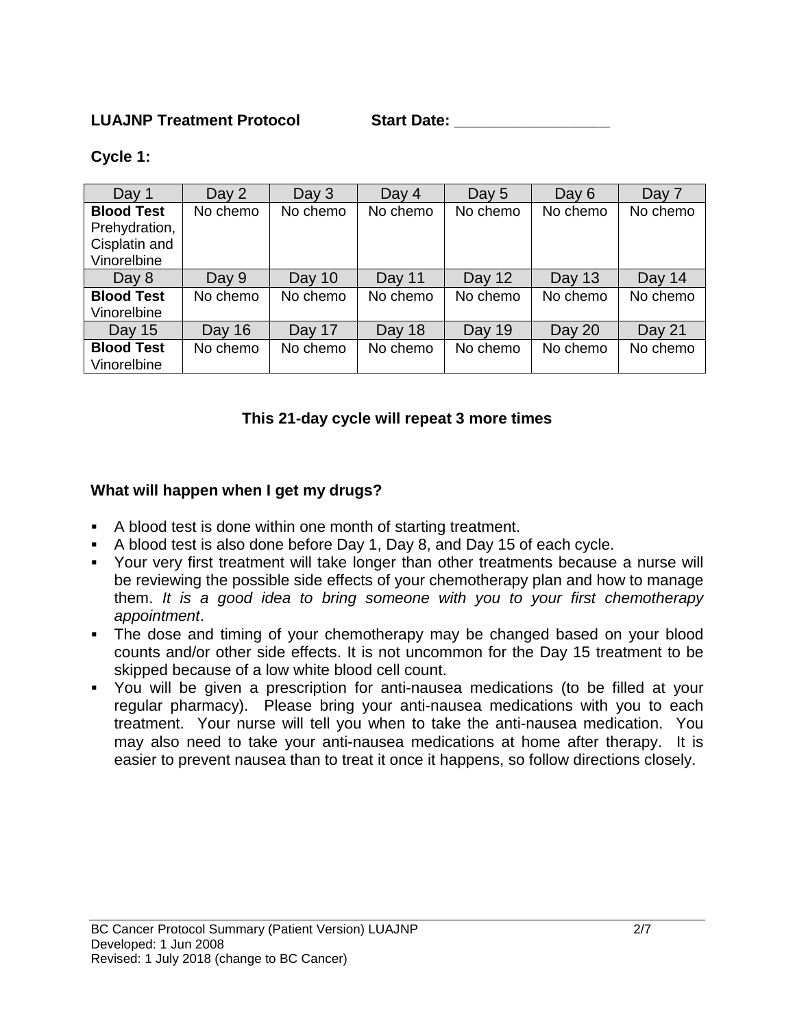**LUAJNP Treatment Protocol** **Start Date: \_\_\_\_\_\_\_\_\_\_\_\_\_\_\_\_\_\_**

**Cycle 1:**

| Day 1 | Day 2 | Day 3 | Day 4 | Day 5 | Day 6 | Day 7 |
|---|---|---|---|---|---|---|
| **Blood Test** Prehydration, Cisplatin and Vinorelbine | No chemo | No chemo | No chemo | No chemo | No chemo | No chemo |
| Day 8 | Day 9 | Day 10 | Day 11 | Day 12 | Day 13 | Day 14 |
| **Blood Test** Vinorelbine | No chemo | No chemo | No chemo | No chemo | No chemo | No chemo |
| Day 15 | Day 16 | Day 17 | Day 18 | Day 19 | Day 20 | Day 21 |
| **Blood Test** Vinorelbine | No chemo | No chemo | No chemo | No chemo | No chemo | No chemo |

**This 21-day cycle will repeat 3 more times**

**What will happen when I get my drugs?**

- A blood test is done within one month of starting treatment.
- A blood test is also done before Day 1, Day 8, and Day 15 of each cycle.
- Your very first treatment will take longer than other treatments because a nurse will be reviewing the possible side effects of your chemotherapy plan and how to manage them. *It is a good idea to bring someone with you to your first chemotherapy appointment*.
- The dose and timing of your chemotherapy may be changed based on your blood counts and/or other side effects. It is not uncommon for the Day 15 treatment to be skipped because of a low white blood cell count.
- You will be given a prescription for anti-nausea medications (to be filled at your regular pharmacy). Please bring your anti-nausea medications with you to each treatment. Your nurse will tell you when to take the anti-nausea medication. You may also need to take your anti-nausea medications at home after therapy. It is easier to prevent nausea than to treat it once it happens, so follow directions closely.

BC Cancer Protocol Summary (Patient Version) LUAJNP
Developed: 1 Jun 2008
Revised: 1 July 2018 (change to BC Cancer)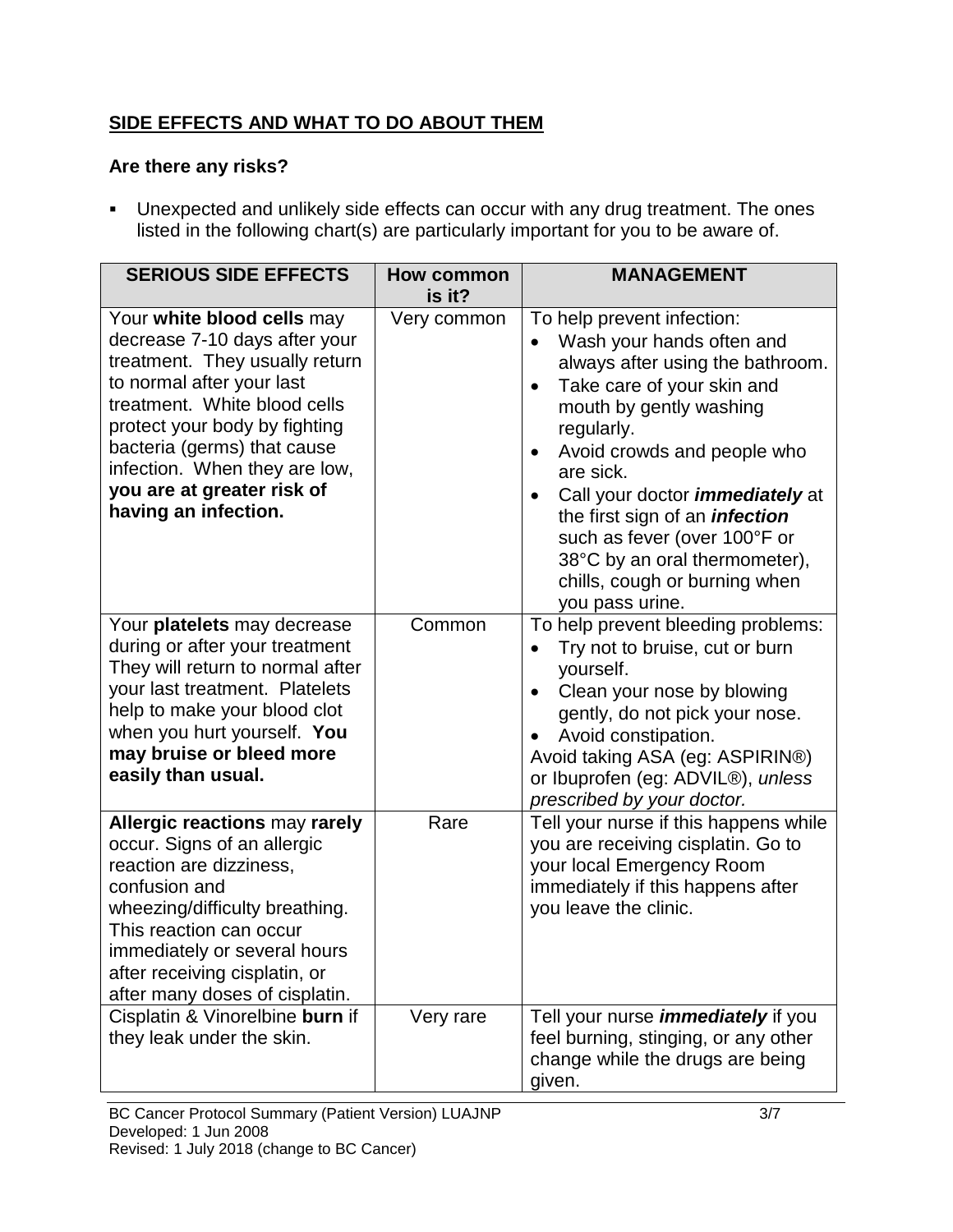## SIDE EFFECTS AND WHAT TO DO ABOUT THEM

### Are there any risks?

- Unexpected and unlikely side effects can occur with any drug treatment. The ones listed in the following chart(s) are particularly important for you to be aware of.

| SERIOUS SIDE EFFECTS | How common is it? | MANAGEMENT |
| --- | --- | --- |
| Your **white blood cells** may decrease 7-10 days after your treatment. They usually return to normal after your last treatment. White blood cells protect your body by fighting bacteria (germs) that cause infection. When they are low, **you are at greater risk of having an infection.** | Very common | To help prevent infection:<br>• Wash your hands often and always after using the bathroom.<br>• Take care of your skin and mouth by gently washing regularly.<br>• Avoid crowds and people who are sick.<br>• Call your doctor ***immediately*** at the first sign of an ***infection*** such as fever (over 100°F or 38°C by an oral thermometer), chills, cough or burning when you pass urine. |
| Your **platelets** may decrease during or after your treatment They will return to normal after your last treatment. Platelets help to make your blood clot when you hurt yourself. **You may bruise or bleed more easily than usual.** | Common | To help prevent bleeding problems:<br>• Try not to bruise, cut or burn yourself.<br>• Clean your nose by blowing gently, do not pick your nose.<br>• Avoid constipation.<br>Avoid taking ASA (eg: ASPIRIN®) or Ibuprofen (eg: ADVIL®), *unless prescribed by your doctor.* |
| **Allergic reactions** may **rarely** occur. Signs of an allergic reaction are dizziness, confusion and wheezing/difficulty breathing. This reaction can occur immediately or several hours after receiving cisplatin, or after many doses of cisplatin. | Rare | Tell your nurse if this happens while you are receiving cisplatin. Go to your local Emergency Room immediately if this happens after you leave the clinic. |
| Cisplatin & Vinorelbine **burn** if they leak under the skin. | Very rare | Tell your nurse ***immediately*** if you feel burning, stinging, or any other change while the drugs are being given. |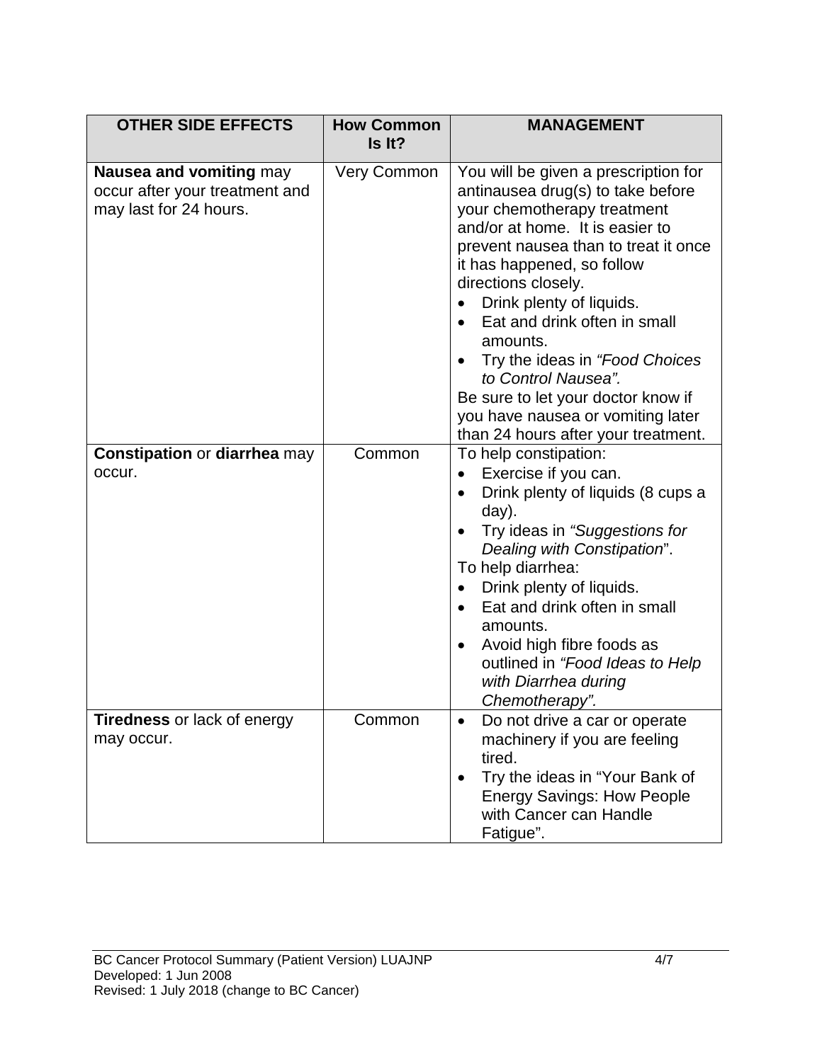| OTHER SIDE EFFECTS | How Common Is It? | MANAGEMENT |
|---|---|---|
| **Nausea and vomiting** may occur after your treatment and may last for 24 hours. | Very Common | You will be given a prescription for antinausea drug(s) to take before your chemotherapy treatment and/or at home. It is easier to prevent nausea than to treat it once it has happened, so follow directions closely.<br>• Drink plenty of liquids.<br>• Eat and drink often in small amounts.<br>• Try the ideas in *"Food Choices to Control Nausea".*<br>Be sure to let your doctor know if you have nausea or vomiting later than 24 hours after your treatment. |
| **Constipation** or **diarrhea** may occur. | Common | To help constipation:<br>• Exercise if you can.<br>• Drink plenty of liquids (8 cups a day).<br>• Try ideas in *"Suggestions for Dealing with Constipation*".<br>To help diarrhea:<br>• Drink plenty of liquids.<br>• Eat and drink often in small amounts.<br>• Avoid high fibre foods as outlined in *"Food Ideas to Help with Diarrhea during Chemotherapy".* |
| **Tiredness** or lack of energy may occur. | Common | • Do not drive a car or operate machinery if you are feeling tired.<br>• Try the ideas in "Your Bank of Energy Savings: How People with Cancer can Handle Fatigue". |

BC Cancer Protocol Summary (Patient Version) LUAJNP
Developed: 1 Jun 2008
Revised: 1 July 2018 (change to BC Cancer)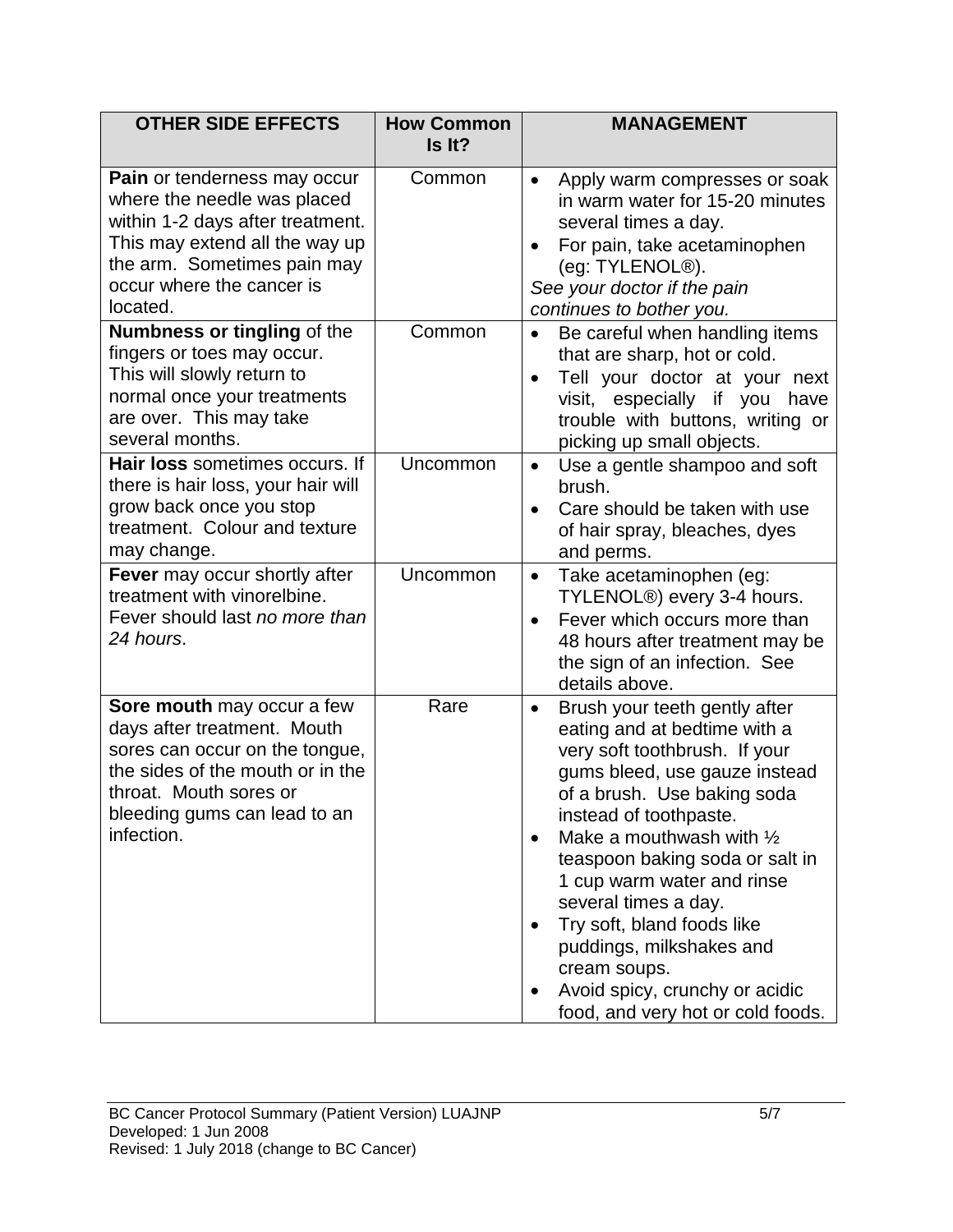| OTHER SIDE EFFECTS | How Common Is It? | MANAGEMENT |
|---|---|---|
| **Pain** or tenderness may occur where the needle was placed within 1-2 days after treatment. This may extend all the way up the arm. Sometimes pain may occur where the cancer is located. | Common | • Apply warm compresses or soak in warm water for 15-20 minutes several times a day.<br>• For pain, take acetaminophen (eg: TYLENOL®).<br>*See your doctor if the pain continues to bother you.* |
| **Numbness or tingling** of the fingers or toes may occur. This will slowly return to normal once your treatments are over. This may take several months. | Common | • Be careful when handling items that are sharp, hot or cold.<br>• Tell your doctor at your next visit, especially if you have trouble with buttons, writing or picking up small objects. |
| **Hair loss** sometimes occurs. If there is hair loss, your hair will grow back once you stop treatment. Colour and texture may change. | Uncommon | • Use a gentle shampoo and soft brush.<br>• Care should be taken with use of hair spray, bleaches, dyes and perms. |
| **Fever** may occur shortly after treatment with vinorelbine. Fever should last *no more than 24 hours*. | Uncommon | • Take acetaminophen (eg: TYLENOL®) every 3-4 hours.<br>• Fever which occurs more than 48 hours after treatment may be the sign of an infection. See details above. |
| **Sore mouth** may occur a few days after treatment. Mouth sores can occur on the tongue, the sides of the mouth or in the throat. Mouth sores or bleeding gums can lead to an infection. | Rare | • Brush your teeth gently after eating and at bedtime with a very soft toothbrush. If your gums bleed, use gauze instead of a brush. Use baking soda instead of toothpaste.<br>• Make a mouthwash with ½ teaspoon baking soda or salt in 1 cup warm water and rinse several times a day.<br>• Try soft, bland foods like puddings, milkshakes and cream soups.<br>• Avoid spicy, crunchy or acidic food, and very hot or cold foods. |

BC Cancer Protocol Summary (Patient Version) LUAJNP
Developed: 1 Jun 2008
Revised: 1 July 2018 (change to BC Cancer)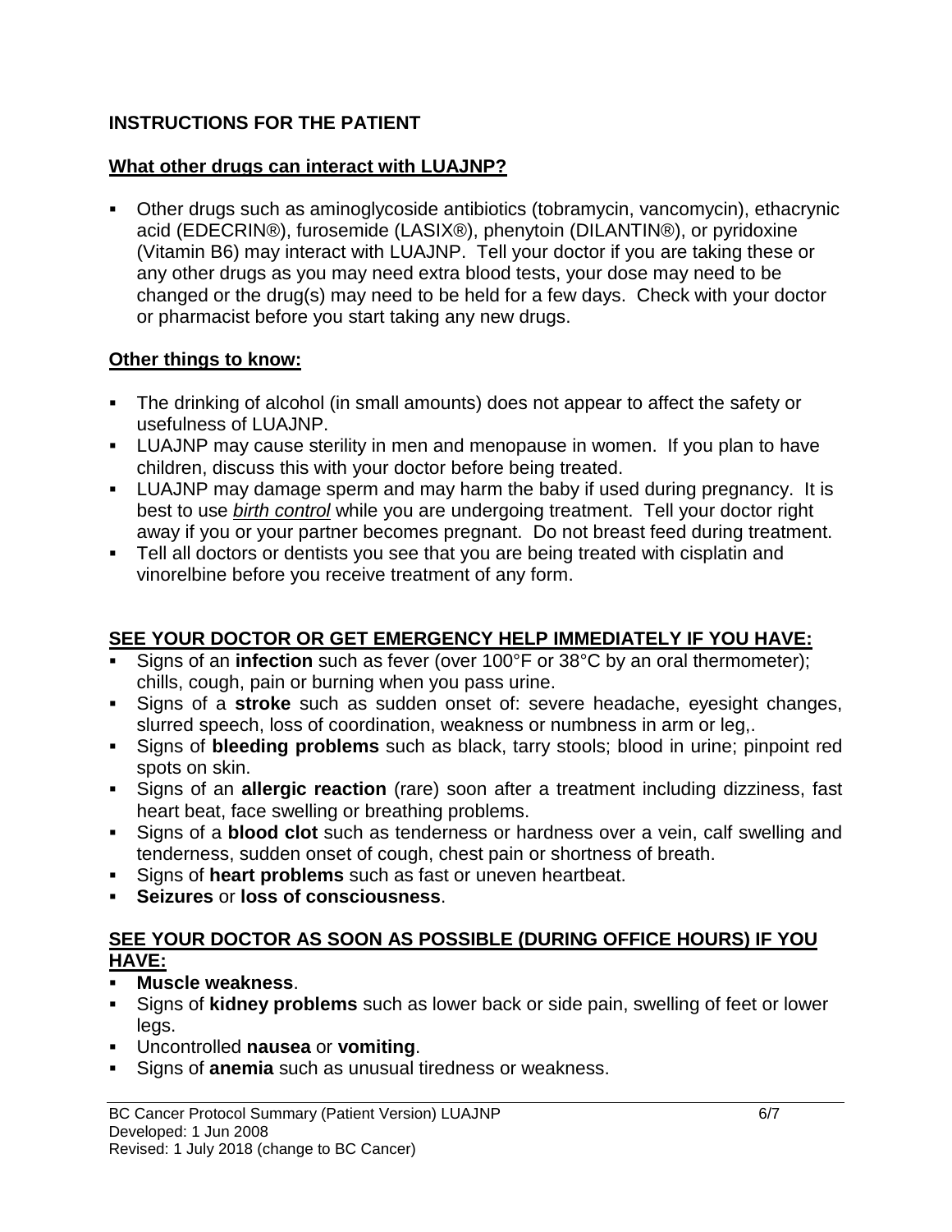## INSTRUCTIONS FOR THE PATIENT

### What other drugs can interact with LUAJNP?

- Other drugs such as aminoglycoside antibiotics (tobramycin, vancomycin), ethacrynic acid (EDECRIN®), furosemide (LASIX®), phenytoin (DILANTIN®), or pyridoxine (Vitamin B6) may interact with LUAJNP. Tell your doctor if you are taking these or any other drugs as you may need extra blood tests, your dose may need to be changed or the drug(s) may need to be held for a few days. Check with your doctor or pharmacist before you start taking any new drugs.

### Other things to know:

- The drinking of alcohol (in small amounts) does not appear to affect the safety or usefulness of LUAJNP.
- LUAJNP may cause sterility in men and menopause in women. If you plan to have children, discuss this with your doctor before being treated.
- LUAJNP may damage sperm and may harm the baby if used during pregnancy. It is best to use *birth control* while you are undergoing treatment. Tell your doctor right away if you or your partner becomes pregnant. Do not breast feed during treatment.
- Tell all doctors or dentists you see that you are being treated with cisplatin and vinorelbine before you receive treatment of any form.

### SEE YOUR DOCTOR OR GET EMERGENCY HELP IMMEDIATELY IF YOU HAVE:

- Signs of an **infection** such as fever (over 100°F or 38°C by an oral thermometer); chills, cough, pain or burning when you pass urine.
- Signs of a **stroke** such as sudden onset of: severe headache, eyesight changes, slurred speech, loss of coordination, weakness or numbness in arm or leg,.
- Signs of **bleeding problems** such as black, tarry stools; blood in urine; pinpoint red spots on skin.
- Signs of an **allergic reaction** (rare) soon after a treatment including dizziness, fast heart beat, face swelling or breathing problems.
- Signs of a **blood clot** such as tenderness or hardness over a vein, calf swelling and tenderness, sudden onset of cough, chest pain or shortness of breath.
- Signs of **heart problems** such as fast or uneven heartbeat.
- **Seizures** or **loss of consciousness**.

### SEE YOUR DOCTOR AS SOON AS POSSIBLE (DURING OFFICE HOURS) IF YOU HAVE:

- **Muscle weakness**.
- Signs of **kidney problems** such as lower back or side pain, swelling of feet or lower legs.
- Uncontrolled **nausea** or **vomiting**.
- Signs of **anemia** such as unusual tiredness or weakness.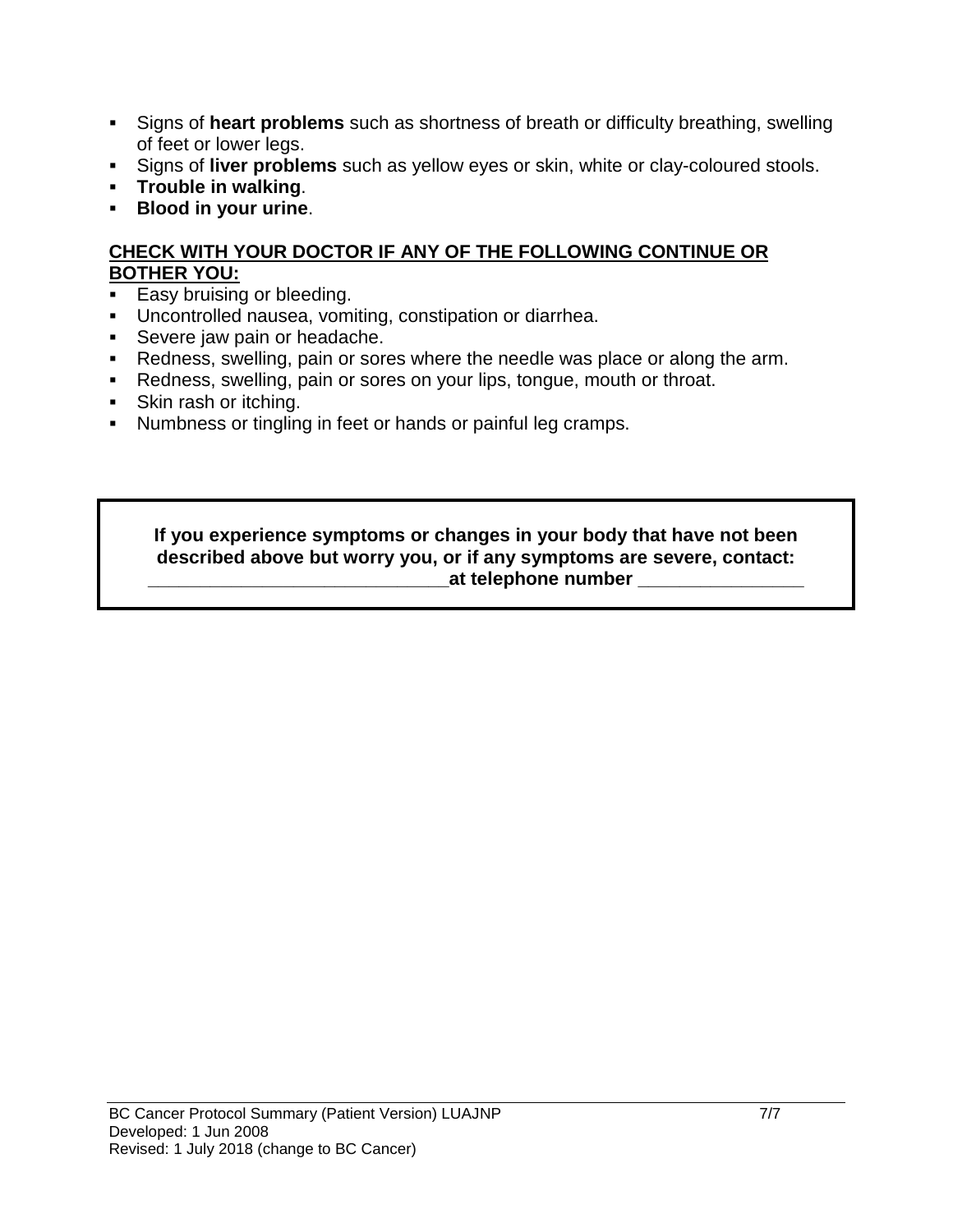- Signs of **heart problems** such as shortness of breath or difficulty breathing, swelling of feet or lower legs.
- Signs of **liver problems** such as yellow eyes or skin, white or clay-coloured stools.
- **Trouble in walking**.
- **Blood in your urine**.

**CHECK WITH YOUR DOCTOR IF ANY OF THE FOLLOWING CONTINUE OR BOTHER YOU:**

- Easy bruising or bleeding.
- Uncontrolled nausea, vomiting, constipation or diarrhea.
- Severe jaw pain or headache.
- Redness, swelling, pain or sores where the needle was place or along the arm.
- Redness, swelling, pain or sores on your lips, tongue, mouth or throat.
- Skin rash or itching.
- Numbness or tingling in feet or hands or painful leg cramps.

**If you experience symptoms or changes in your body that have not been described above but worry you, or if any symptoms are severe, contact: ______________________________at telephone number ________________**